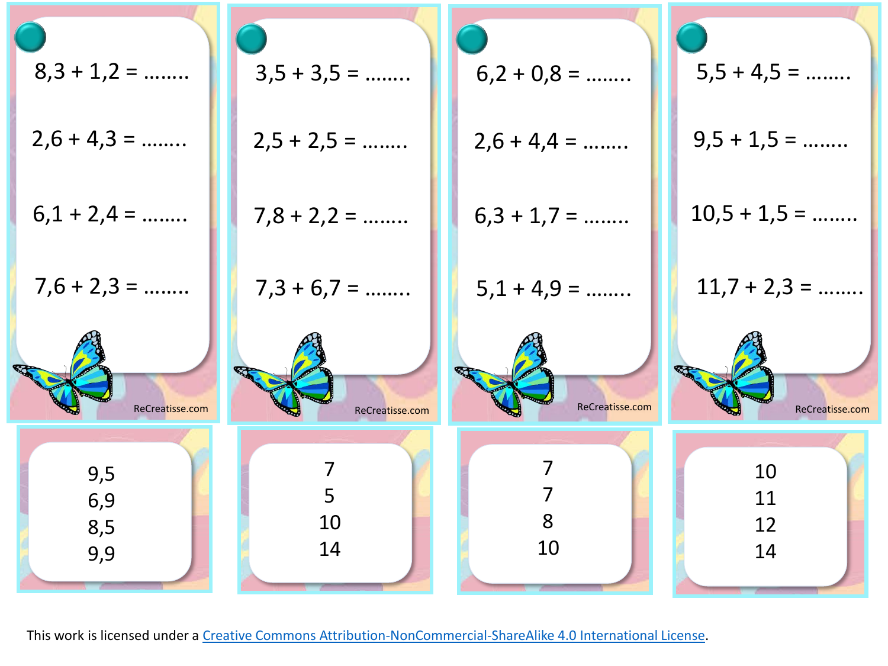8,3 + 1,2 = ........

2,6 + 4,3 = ........

6,1 + 2,4 = ........

7,6 + 2,3 = ........

ReCreatisse.com

3,5 + 3,5 = ........

2,5 + 2,5 = ........

7,8 + 2,2 = ........

7,3 + 6,7 = ........

ReCreatisse.com

6,2 + 0,8 = ........

2,6 + 4,4 = ........

6,3 + 1,7 = ........

5,1 + 4,9 = ........

ReCreatisse.com

5,5 + 4,5 = ........

9,5 + 1,5 = ........

10,5 + 1,5 = ........

11,7 + 2,3 = ........

ReCreatisse.com

9,5
6,9
8,5
9,9

7
5
10
14

7
7
8
10

10
11
12
14

This work is licensed under a [Creative Commons Attribution-NonCommercial-ShareAlike 4.0 International License](http://creativecommons.org/licenses/by-nc-sa/4.0/).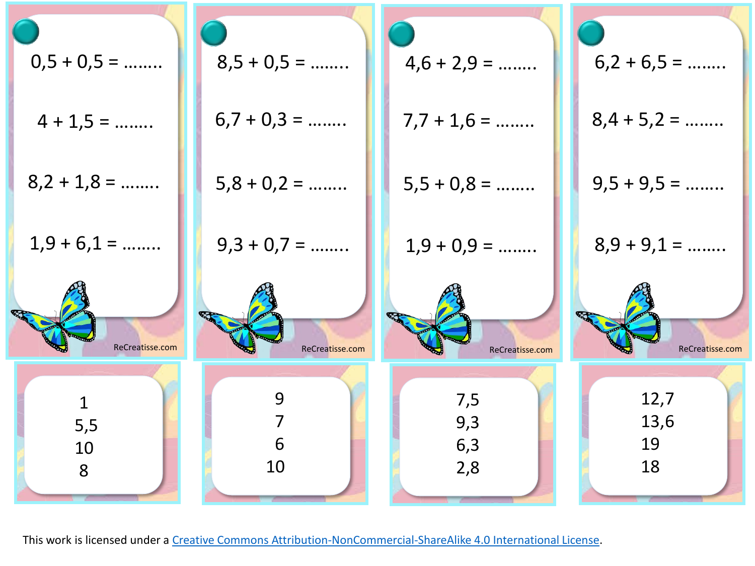0,5 + 0,5 = ........

4 + 1,5 = ........

8,2 + 1,8 = ........

1,9 + 6,1 = ........

ReCreatisse.com

8,5 + 0,5 = ........

6,7 + 0,3 = ........

5,8 + 0,2 = ........

9,3 + 0,7 = ........

ReCreatisse.com

4,6 + 2,9 = ........

7,7 + 1,6 = ........

5,5 + 0,8 = ........

1,9 + 0,9 = ........

ReCreatisse.com

6,2 + 6,5 = ........

8,4 + 5,2 = ........

9,5 + 9,5 = ........

8,9 + 9,1 = ........

ReCreatisse.com

1
5,5
10
8

9
7
6
10

7,5
9,3
6,3
2,8

12,7
13,6
19
18

This work is licensed under a Creative Commons Attribution-NonCommercial-ShareAlike 4.0 International License.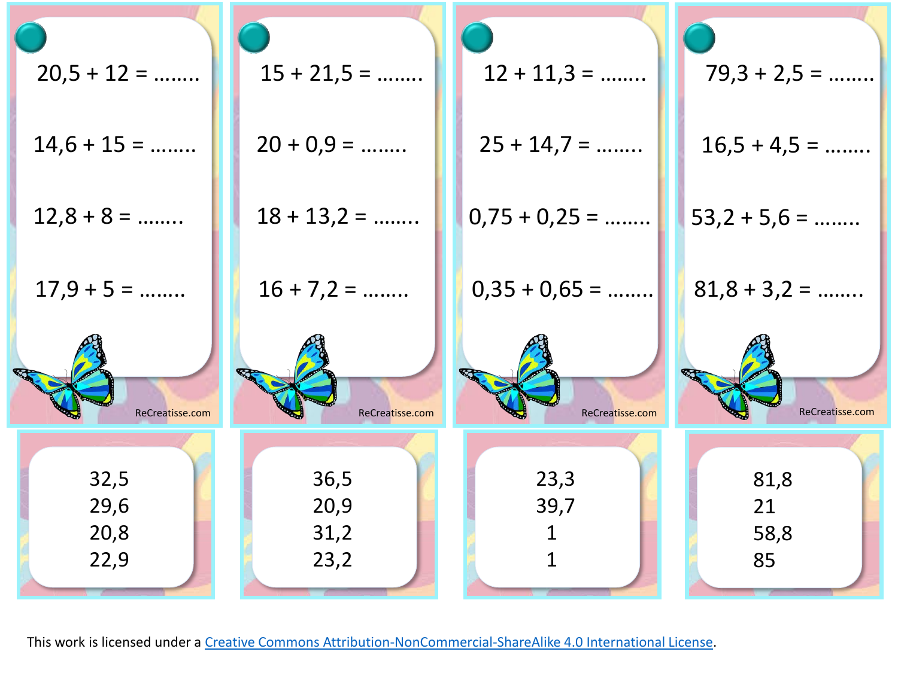20,5 + 12 = ........

14,6 + 15 = ........

12,8 + 8 = ........

17,9 + 5 = ........

ReCreatisse.com

15 + 21,5 = ........

20 + 0,9 = ........

18 + 13,2 = ........

16 + 7,2 = ........

ReCreatisse.com

12 + 11,3 = ........

25 + 14,7 = ........

0,75 + 0,25 = ........

0,35 + 0,65 = ........

ReCreatisse.com

79,3 + 2,5 = ........

16,5 + 4,5 = ........

53,2 + 5,6 = ........

81,8 + 3,2 = ........

ReCreatisse.com

32,5
29,6
20,8
22,9

36,5
20,9
31,2
23,2

23,3
39,7
1
1

81,8
21
58,8
85

This work is licensed under a [Creative Commons Attribution-NonCommercial-ShareAlike 4.0 International License](http://creativecommons.org/licenses/by-nc-sa/4.0/).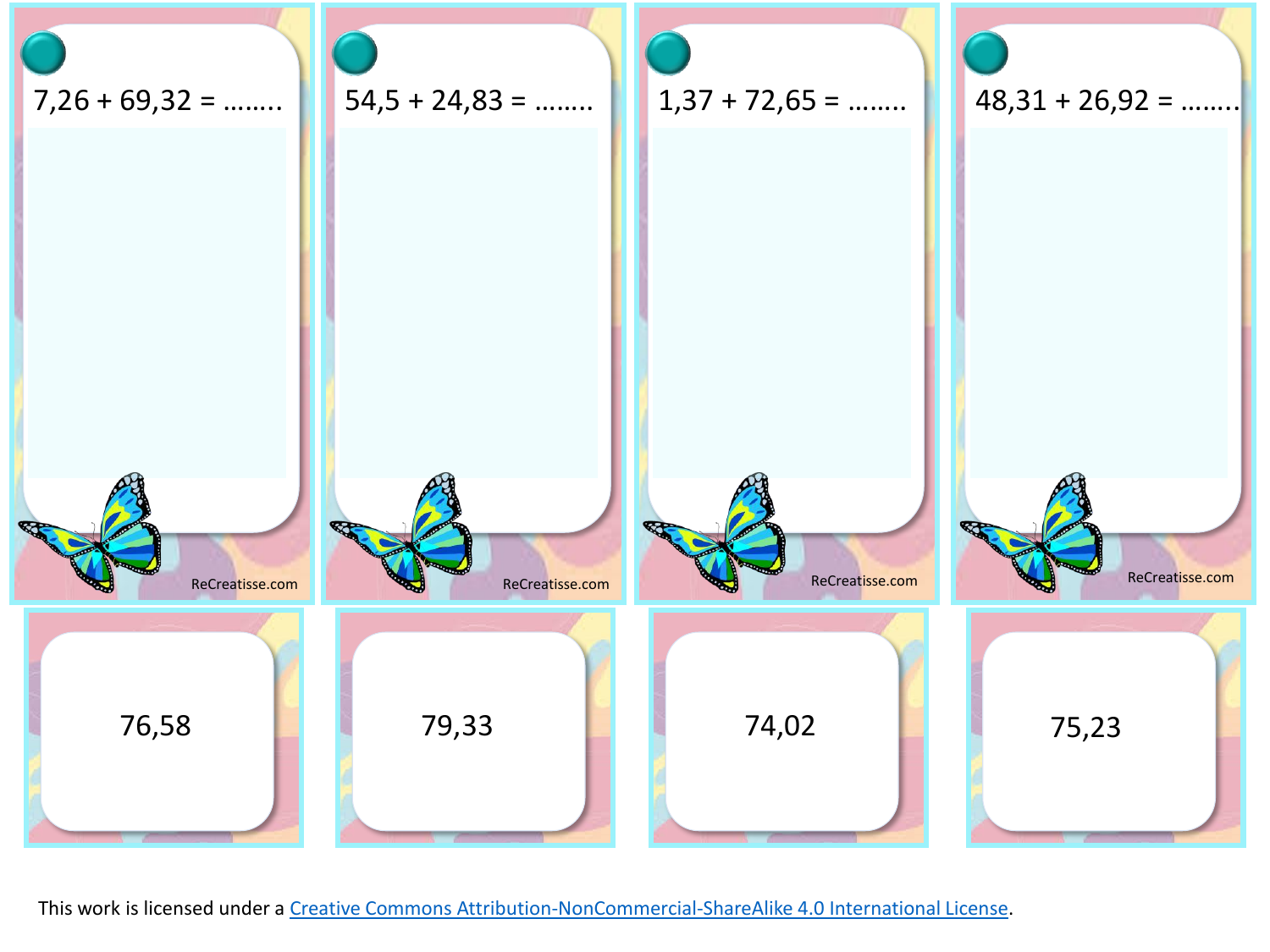7,26 + 69,32 = ……..

ReCreatisse.com

54,5 + 24,83 = ……..

ReCreatisse.com

1,37 + 72,65 = ……..

ReCreatisse.com

48,31 + 26,92 = ……..

ReCreatisse.com

76,58

79,33

74,02

75,23

This work is licensed under a [Creative Commons Attribution-NonCommercial-ShareAlike 4.0 International License](https://creativecommons.org/licenses/by-nc-sa/4.0/).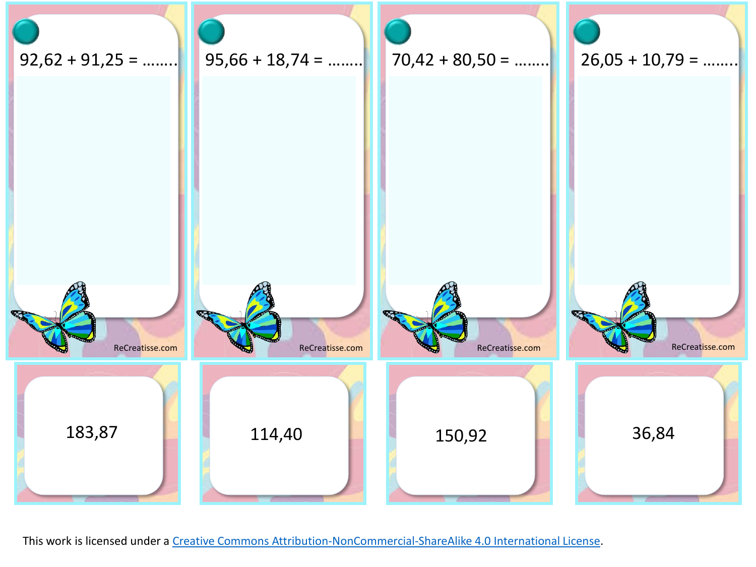92,62 + 91,25 = ……..

95,66 + 18,74 = ……..

70,42 + 80,50 = ……..

26,05 + 10,79 = ……..

ReCreatisse.com

183,87

114,40

150,92

36,84

This work is licensed under a Creative Commons Attribution-NonCommercial-ShareAlike 4.0 International License.